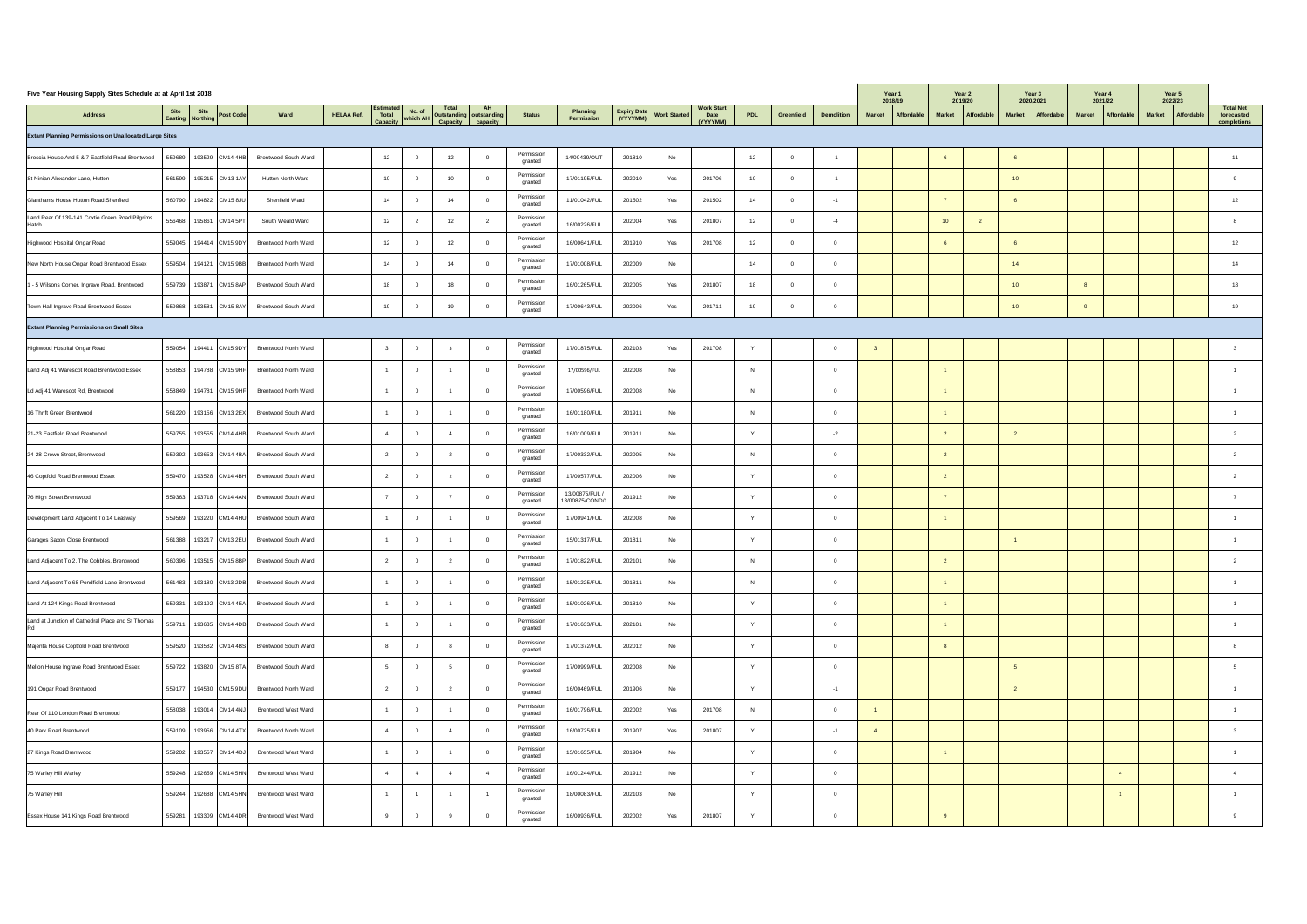## Five Year Housing Supply Sites Schedule at at April 1st 2018

| Address | Site Easting | Site Northing | Post Code | Ward | HELAA Ref. | Estimated Total Capacity | No. of which AH | Total Outstanding Capacity | AH outstanding capacity | Status | Planning Permission | Expiry Date (YYYYMM) | Work Started | Work Start Date (YYYYMM) | PDL | Greenfield | Demolition | Year 1 2018/19 | | Year 2 2019/20 | | Year 3 2020/2021 | | Year 4 2021/22 | | Year 5 2022/23 | | Total Net forecasted completions |
|---|---|---|---|---|---|---|---|---|---|---|---|---|---|---|---|---|---|---|---|---|---|---|---|---|---|---|---|---|
| | | | | | | | | | | | | | | | | | | Market | Affordable | Market | Affordable | Market | Affordable | Market | Affordable | Market | Affordable | |
| **Extant Planning Permissions on Unallocated Large Sites** | | | | | | | | | | | | | | | | | | | | | | | | | | | | |
| Brescia House And 5 & 7 Eastfield Road Brentwood | 559689 | 193529 | CM14 4HB | Brentwood South Ward | | 12 | 0 | 12 | 0 | Permission granted | 14/00439/OUT | 201810 | No | | 12 | 0 | -1 | | | 6 | | 6 | | | | | | 11 |
| St Ninian Alexander Lane, Hutton | 561599 | 195215 | CM13 1AY | Hutton North Ward | | 10 | 0 | 10 | 0 | Permission granted | 17/01195/FUL | 202010 | Yes | 201706 | 10 | 0 | -1 | | | | | 10 | | | | | | 9 |
| Glanthams House Hutton Road Shenfield | 560790 | 194822 | CM15 8JU | Shenfield Ward | | 14 | 0 | 14 | 0 | Permission granted | 11/01042/FUL | 201502 | Yes | 201502 | 14 | 0 | -1 | | | 7 | | 6 | | | | | | 12 |
| Land Rear Of 139-141 Coxtie Green Road Pilgrims Hatch | 556468 | 195861 | CM14 5PT | South Weald Ward | | 12 | 2 | 12 | 2 | Permission granted | 16/00226/FUL | 202004 | Yes | 201807 | 12 | 0 | -4 | | | 10 | 2 | | | | | | | 8 |
| Highwood Hospital Ongar Road | 559045 | 194414 | CM15 9DY | Brentwood North Ward | | 12 | 0 | 12 | 0 | Permission granted | 16/00641/FUL | 201910 | Yes | 201708 | 12 | 0 | 0 | | | | | 6 | | | | | | 12 |
| New North House Ongar Road Brentwood Essex | 559504 | 194121 | CM15 9BB | Brentwood North Ward | | 14 | 0 | 14 | 0 | Permission granted | 17/01008/FUL | 202009 | No | | 14 | 0 | 0 | | | | | 14 | | | | | | 14 |
| 1 - 5 Wilsons Corner, Ingrave Road, Brentwood | 559739 | 193871 | CM15 8AP | Brentwood South Ward | | 18 | 0 | 18 | 0 | Permission granted | 16/01265/FUL | 202005 | Yes | 201807 | 18 | 0 | 0 | | | | | 10 | | 8 | | | | 18 |
| Town Hall Ingrave Road Brentwood Essex | 559868 | 193581 | CM15 8AY | Brentwood South Ward | | 19 | 0 | 19 | 0 | Permission granted | 17/00643/FUL | 202006 | Yes | 201711 | 19 | 0 | 0 | | | | | 10 | | 9 | | | | 19 |
| **Extant Planning Permissions on Small Sites** | | | | | | | | | | | | | | | | | | | | | | | | | | | | |
| Highwood Hospital Ongar Road | 559054 | 194411 | CM15 9DY | Brentwood North Ward | | 3 | 0 | 3 | 0 | Permission granted | 17/01875/FUL | 202103 | Yes | 201708 | Y | | 0 | 3 | | | | | | | | | | 3 |
| Land Adj 41 Warescot Road Brentwood Essex | 558853 | 194788 | CM15 9HF | Brentwood North Ward | | 1 | 0 | 1 | 0 | Permission granted | 17/00596/FUL | 202008 | No | | N | | 0 | | | 1 | | | | | | | | 1 |
| Ld Adj 41 Warescot Rd, Brentwood | 558849 | 194781 | CM15 9HF | Brentwood North Ward | | 1 | 0 | 1 | 0 | Permission granted | 17/00596/FUL | 202008 | No | | N | | 0 | | | 1 | | | | | | | | 1 |
| 16 Thrift Green Brentwood | 561220 | 193156 | CM13 2EX | Brentwood South Ward | | 1 | 0 | 1 | 0 | Permission granted | 16/01180/FUL | 201911 | No | | N | | 0 | | | 1 | | | | | | | | 1 |
| 21-23 Eastfield Road Brentwood | 559755 | 193555 | CM14 4HB | Brentwood South Ward | | 4 | 0 | 4 | 0 | Permission granted | 16/01009/FUL | 201911 | No | | Y | | -2 | | | 2 | | 2 | | | | | | 2 |
| 24-28 Crown Street, Brentwood | 559392 | 193653 | CM14 4BA | Brentwood South Ward | | 2 | 0 | 2 | 0 | Permission granted | 17/00332/FUL | 202005 | No | | N | | 0 | | | 2 | | | | | | | | 2 |
| 46 Coptfold Road Brentwood Essex | 559470 | 193528 | CM14 4BH | Brentwood South Ward | | 2 | 0 | 2 | 0 | Permission granted | 17/00577/FUL | 202006 | No | | Y | | 0 | | | 2 | | | | | | | | 2 |
| 76 High Street Brentwood | 559363 | 193718 | CM14 4AN | Brentwood South Ward | | 7 | 0 | 7 | 0 | Permission granted | 13/00875/FUL / 13/00875/COND/1 | 201912 | No | | Y | | 0 | | | 7 | | | | | | | | 7 |
| Development Land Adjacent To 14 Leasway | 559569 | 193220 | CM14 4HU | Brentwood South Ward | | 1 | 0 | 1 | 0 | Permission granted | 17/00941/FUL | 202008 | No | | Y | | 0 | | | 1 | | | | | | | | 1 |
| Garages Saxon Close Brentwood | 561388 | 193217 | CM13 2EU | Brentwood South Ward | | 1 | 0 | 1 | 0 | Permission granted | 15/01317/FUL | 201811 | No | | Y | | 0 | | | | | 1 | | | | | | 1 |
| Land Adjacent To 2, The Cobbles, Brentwood | 560396 | 193515 | CM15 8BP | Brentwood South Ward | | 2 | 0 | 2 | 0 | Permission granted | 17/01822/FUL | 202101 | No | | N | | 0 | | | 2 | | | | | | | | 2 |
| Land Adjacent To 68 Pondfield Lane Brentwood | 561483 | 193180 | CM13 2DB | Brentwood South Ward | | 1 | 0 | 1 | 0 | Permission granted | 15/01225/FUL | 201811 | No | | N | | 0 | | | 1 | | | | | | | | 1 |
| Land At 124 Kings Road Brentwood | 559331 | 193192 | CM14 4EA | Brentwood South Ward | | 1 | 0 | 1 | 0 | Permission granted | 15/01026/FUL | 201810 | No | | Y | | 0 | | | 1 | | | | | | | | 1 |
| Land at Junction of Cathedral Place and St Thomas Rd | 559711 | 193635 | CM14 4DB | Brentwood South Ward | | 1 | 0 | 1 | 0 | Permission granted | 17/01633/FUL | 202101 | No | | Y | | 0 | | | 1 | | | | | | | | 1 |
| Majenta House Coptfold Road Brentwood | 559520 | 193582 | CM14 4BS | Brentwood South Ward | | 8 | 0 | 8 | 0 | Permission granted | 17/01372/FUL | 202012 | No | | Y | | 0 | | | 8 | | | | | | | | 8 |
| Mellon House Ingrave Road Brentwood Essex | 559722 | 193820 | CM15 8TA | Brentwood South Ward | | 5 | 0 | 5 | 0 | Permission granted | 17/00999/FUL | 202008 | No | | Y | | 0 | | | | | 5 | | | | | | 5 |
| 191 Ongar Road Brentwood | 559177 | 194530 | CM15 9DU | Brentwood North Ward | | 2 | 0 | 2 | 0 | Permission granted | 16/00469/FUL | 201906 | No | | Y | | -1 | | | | | 2 | | | | | | 1 |
| Rear Of 110 London Road Brentwood | 558038 | 193014 | CM14 4NJ | Brentwood West Ward | | 1 | 0 | 1 | 0 | Permission granted | 16/01796/FUL | 202002 | Yes | 201708 | N | | 0 | 1 | | | | | | | | | | 1 |
| 40 Park Road Brentwood | 559109 | 193956 | CM14 4TX | Brentwood North Ward | | 4 | 0 | 4 | 0 | Permission granted | 16/00725/FUL | 201907 | Yes | 201807 | Y | | -1 | 4 | | | | | | | | | | 3 |
| 27 Kings Road Brentwood | 559202 | 193557 | CM14 4DJ | Brentwood West Ward | | 1 | 0 | 1 | 0 | Permission granted | 15/01655/FUL | 201904 | No | | Y | | 0 | | | 1 | | | | | | | | 1 |
| 75 Warley Hill Warley | 559248 | 192659 | CM14 5HN | Brentwood West Ward | | 4 | 4 | 4 | 4 | Permission granted | 16/01244/FUL | 201912 | No | | Y | | 0 | | | | | | | | 4 | | | 4 |
| 75 Warley Hill | 559244 | 192688 | CM14 5HN | Brentwood West Ward | | 1 | 1 | 1 | 1 | Permission granted | 18/00083/FUL | 202103 | No | | Y | | 0 | | | | | | | | 1 | | | 1 |
| Essex House 141 Kings Road Brentwood | 559281 | 193309 | CM14 4DR | Brentwood West Ward | | 9 | 0 | 9 | 0 | Permission granted | 16/00936/FUL | 202002 | Yes | 201807 | Y | | 0 | | | 9 | | | | | | | | 9 |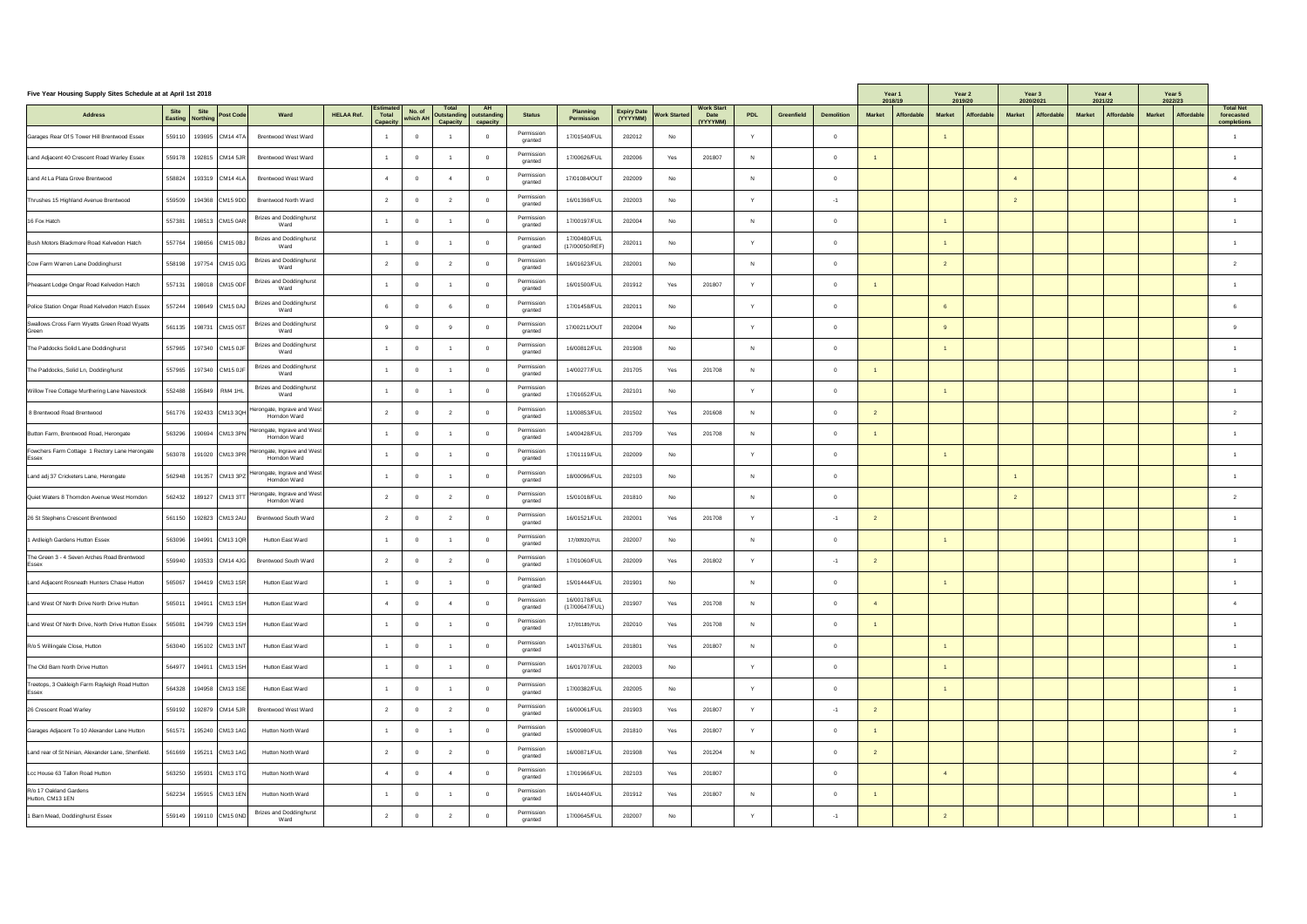# Five Year Housing Supply Sites Schedule at at April 1st 2018

| Address | Site Easting | Site Northing | Post Code | Ward | HELAA Ref. | Estimated Total Capacity | No. of which AH | Total Outstanding Capacity | AH outstanding capacity | Status | Planning Permission | Expiry Date (YYYYMM) | Work Started | Work Start Date (YYYYMM) | PDL | Greenfield | Demolition | Year 1 2018/19 | | Year 2 2019/20 | | Year 3 2020/2021 | | Year 4 2021/22 | | Year 5 2022/23 | | Total Net forecasted completions |
|---|---|---|---|---|---|---|---|---|---|---|---|---|---|---|---|---|---|---|---|---|---|---|---|---|---|---|---|---|
| | | | | | | | | | | | | | | | | | | Market | Affordable | Market | Affordable | Market | Affordable | Market | Affordable | Market | Affordable | |
| Garages Rear Of 5 Tower Hill Brentwood Essex | 559110 | 193695 | CM14 4TA | Brentwood West Ward | | 1 | 0 | 1 | 0 | Permission granted | 17/01540/FUL | 202012 | No | | Y | | 0 | | | 1 | | | | | | | | 1 |
| Land Adjacent 40 Crescent Road Warley Essex | 559178 | 192815 | CM14 5JR | Brentwood West Ward | | 1 | 0 | 1 | 0 | Permission granted | 17/00626/FUL | 202006 | Yes | 201807 | N | | 0 | 1 | | | | | | | | | | 1 |
| Land At La Plata Grove Brentwood | 558824 | 193319 | CM14 4LA | Brentwood West Ward | | 4 | 0 | 4 | 0 | Permission granted | 17/01084/OUT | 202009 | No | | N | | 0 | | | | | 4 | | | | | | 4 |
| Thrushes 15 Highland Avenue Brentwood | 559509 | 194368 | CM15 9DD | Brentwood North Ward | | 2 | 0 | 2 | 0 | Permission granted | 16/01398/FUL | 202003 | No | | Y | | -1 | | | | | 2 | | | | | | 1 |
| 16 Fox Hatch | 557381 | 198513 | CM15 0AR | Brizes and Doddinghurst Ward | | 1 | 0 | 1 | 0 | Permission granted | 17/00197/FUL | 202004 | No | | N | | 0 | | | 1 | | | | | | | | 1 |
| Bush Motors Blackmore Road Kelvedon Hatch | 557764 | 198656 | CM15 0BJ | Brizes and Doddinghurst Ward | | 1 | 0 | 1 | 0 | Permission granted | 17/00480/FUL (17/00050/REF) | 202011 | No | | Y | | 0 | | | 1 | | | | | | | | 1 |
| Cow Farm Warren Lane Doddinghurst | 558198 | 197754 | CM15 0JG | Brizes and Doddinghurst Ward | | 2 | 0 | 2 | 0 | Permission granted | 16/01623/FUL | 202001 | No | | N | | 0 | | | 2 | | | | | | | | 2 |
| Pheasant Lodge Ongar Road Kelvedon Hatch | 557131 | 198018 | CM15 0DF | Brizes and Doddinghurst Ward | | 1 | 0 | 1 | 0 | Permission granted | 16/01500/FUL | 201912 | Yes | 201807 | Y | | 0 | 1 | | | | | | | | | | 1 |
| Police Station Ongar Road Kelvedon Hatch Essex | 557244 | 198649 | CM15 0AJ | Brizes and Doddinghurst Ward | | 6 | 0 | 6 | 0 | Permission granted | 17/01458/FUL | 202011 | No | | Y | | 0 | | | 6 | | | | | | | | 6 |
| Swallows Cross Farm Wyatts Green Road Wyatts Green | 561135 | 198731 | CM15 0ST | Brizes and Doddinghurst Ward | | 9 | 0 | 9 | 0 | Permission granted | 17/00211/OUT | 202004 | No | | Y | | 0 | | | 9 | | | | | | | | 9 |
| The Paddocks Solid Lane Doddinghurst | 557965 | 197340 | CM15 0JF | Brizes and Doddinghurst Ward | | 1 | 0 | 1 | 0 | Permission granted | 16/00812/FUL | 201908 | No | | N | | 0 | | | 1 | | | | | | | | 1 |
| The Paddocks, Solid Ln, Doddinghurst | 557965 | 197340 | CM15 0JF | Brizes and Doddinghurst Ward | | 1 | 0 | 1 | 0 | Permission granted | 14/00277/FUL | 201705 | Yes | 201708 | N | | 0 | 1 | | | | | | | | | | 1 |
| Willow Tree Cottage Murthering Lane Navestock | 552488 | 195849 | RM4 1HL | Brizes and Doddinghurst Ward | | 1 | 0 | 1 | 0 | Permission granted | 17/01652/FUL | 202101 | No | | Y | | 0 | | | 1 | | | | | | | | 1 |
| 8 Brentwood Road Brentwood | 561776 | 192433 | CM13 3QH | Herongate, Ingrave and West Horndon Ward | | 2 | 0 | 2 | 0 | Permission granted | 11/00853/FUL | 201502 | Yes | 201608 | N | | 0 | 2 | | | | | | | | | | 2 |
| Button Farm, Brentwood Road, Herongate | 563296 | 190694 | CM13 3PN | Herongate, Ingrave and West Horndon Ward | | 1 | 0 | 1 | 0 | Permission granted | 14/00428/FUL | 201709 | Yes | 201708 | N | | 0 | 1 | | | | | | | | | | 1 |
| Fowchers Farm Cottage 1 Rectory Lane Herongate Essex | 563078 | 191020 | CM13 3PR | Herongate, Ingrave and West Horndon Ward | | 1 | 0 | 1 | 0 | Permission granted | 17/01119/FUL | 202009 | No | | Y | | 0 | | | 1 | | | | | | | | 1 |
| Land adj 37 Cricketers Lane, Herongate | 562948 | 191357 | CM13 3PZ | Herongate, Ingrave and West Horndon Ward | | 1 | 0 | 1 | 0 | Permission granted | 18/00096/FUL | 202103 | No | | N | | 0 | | | | | 1 | | | | | | 1 |
| Quiet Waters 8 Thorndon Avenue West Horndon | 562432 | 189127 | CM13 3TT | Herongate, Ingrave and West Horndon Ward | | 2 | 0 | 2 | 0 | Permission granted | 15/01018/FUL | 201810 | No | | N | | 0 | | | | | 2 | | | | | | 2 |
| 26 St Stephens Crescent Brentwood | 561150 | 192823 | CM13 2AU | Brentwood South Ward | | 2 | 0 | 2 | 0 | Permission granted | 16/01521/FUL | 202001 | Yes | 201708 | Y | | -1 | 2 | | | | | | | | | | 1 |
| 1 Ardleigh Gardens Hutton Essex | 563096 | 194991 | CM13 1QR | Hutton East Ward | | 1 | 0 | 1 | 0 | Permission granted | 17/00920/FUL | 202007 | No | | N | | 0 | | | 1 | | | | | | | | 1 |
| The Green 3 - 4 Seven Arches Road Brentwood Essex | 559940 | 193533 | CM14 4JG | Brentwood South Ward | | 2 | 0 | 2 | 0 | Permission granted | 17/01060/FUL | 202009 | Yes | 201802 | Y | | -1 | 2 | | | | | | | | | | 1 |
| Land Adjacent Rosneath Hunters Chase Hutton | 565067 | 194419 | CM13 1SR | Hutton East Ward | | 1 | 0 | 1 | 0 | Permission granted | 15/01444/FUL | 201901 | No | | N | | 0 | | | 1 | | | | | | | | 1 |
| Land West Of North Drive North Drive Hutton | 565011 | 194911 | CM13 1SH | Hutton East Ward | | 4 | 0 | 4 | 0 | Permission granted | 16/00178/FUL (17/00647/FUL) | 201907 | Yes | 201708 | N | | 0 | 4 | | | | | | | | | | 4 |
| Land West Of North Drive, North Drive Hutton Essex | 565081 | 194799 | CM13 1SH | Hutton East Ward | | 1 | 0 | 1 | 0 | Permission granted | 17/01189/FUL | 202010 | Yes | 201708 | N | | 0 | 1 | | | | | | | | | | 1 |
| R/o 5 Willingale Close, Hutton | 563040 | 195102 | CM13 1NT | Hutton East Ward | | 1 | 0 | 1 | 0 | Permission granted | 14/01376/FUL | 201801 | Yes | 201807 | N | | 0 | | | 1 | | | | | | | | 1 |
| The Old Barn North Drive Hutton | 564977 | 194911 | CM13 1SH | Hutton East Ward | | 1 | 0 | 1 | 0 | Permission granted | 16/01707/FUL | 202003 | No | | Y | | 0 | | | 1 | | | | | | | | 1 |
| Treetops, 3 Oakleigh Farm Rayleigh Road Hutton Essex | 564328 | 194958 | CM13 1SE | Hutton East Ward | | 1 | 0 | 1 | 0 | Permission granted | 17/00382/FUL | 202005 | No | | Y | | 0 | | | 1 | | | | | | | | 1 |
| 26 Crescent Road Warley | 559192 | 192879 | CM14 5JR | Brentwood West Ward | | 2 | 0 | 2 | 0 | Permission granted | 16/00061/FUL | 201903 | Yes | 201807 | Y | | -1 | 2 | | | | | | | | | | 1 |
| Garages Adjacent To 10 Alexander Lane Hutton | 561571 | 195240 | CM13 1AG | Hutton North Ward | | 1 | 0 | 1 | 0 | Permission granted | 15/00980/FUL | 201810 | Yes | 201807 | Y | | 0 | 1 | | | | | | | | | | 1 |
| Land rear of St Ninian, Alexander Lane, Shenfield. | 561669 | 195211 | CM13 1AG | Hutton North Ward | | 2 | 0 | 2 | 0 | Permission granted | 16/00871/FUL | 201908 | Yes | 201204 | N | | 0 | 2 | | | | | | | | | | 2 |
| Lcc House 63 Tallon Road Hutton | 563250 | 195931 | CM13 1TG | Hutton North Ward | | 4 | 0 | 4 | 0 | Permission granted | 17/01966/FUL | 202103 | Yes | 201807 | | | 0 | | | 4 | | | | | | | | 4 |
| R/o 17 Oakland Gardens Hutton, CM13 1EN | 562234 | 195915 | CM13 1EN | Hutton North Ward | | 1 | 0 | 1 | 0 | Permission granted | 16/01440/FUL | 201912 | Yes | 201807 | N | | 0 | 1 | | | | | | | | | | 1 |
| 1 Barn Mead, Doddinghurst Essex | 559149 | 199110 | CM15 0ND | Brizes and Doddinghurst Ward | | 2 | 0 | 2 | 0 | Permission granted | 17/00645/FUL | 202007 | No | | Y | | -1 | | | 2 | | | | | | | | 1 |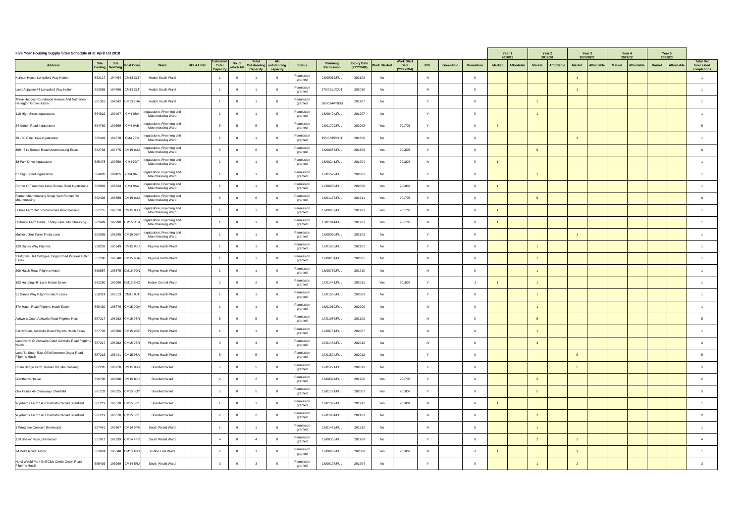# Five Year Housing Supply Sites Schedule at at April 1st 2018

| Address | Site Easting | Site Northing | Post Code | Ward | HELAA Ref. | Estimated Total Capacity | No. of which AH | Total Outstanding Capacity | AH outstanding capacity | Status | Planning Permission | Expiry Date (YYYYMM) | Work Started | Work Start Date (YYYYMM) | PDL | Greenfield | Demolition | Year 1 2018/19 Market | Year 1 2018/19 Affordable | Year 2 2019/20 Market | Year 2 2019/20 Affordable | Year 3 2020/2021 Market | Year 3 2020/2021 Affordable | Year 4 2021/22 Market | Year 4 2021/22 Affordable | Year 5 2022/23 Market | Year 5 2022/23 Affordable | Total Net forecasted completions |
|---|---|---|---|---|---|---|---|---|---|---|---|---|---|---|---|---|---|---|---|---|---|---|---|---|---|---|---|---|
| Karison House Longaford Way Hutton | 562117 | 194464 | CM13 2LT | Hutton South Ward | | 1 | 0 | 1 | 0 | Permission granted | 18/00012/FUL | 202103 | No | | N | | 0 | | | | | 1 | | | | | | 1 |
| Land Adjacent 44 Longaford Way Hutton | 562098 | 194456 | CM13 2LT | Hutton South Ward | | 1 | 0 | 1 | 0 | Permission granted | 17/00911/OUT | 202010 | No | | N | | 0 | | | | | 1 | | | | | | 1 |
| Three Hedges Roundwood Avenue And Netherton Herington Grove Hutton | 561310 | 194542 | CM13 2NA | Hutton South Ward | | 1 | 0 | 1 | 0 | Permission granted | 16/00244/REM | 201907 | No | | Y | | 0 | | | 1 | | | | | | | | 1 |
| 118 High Street Ingatestone | 564922 | 199497 | CM4 0BA | Ingatestone, Fryerning and Mountnessing Ward | | 1 | 0 | 1 | 0 | Permission granted | 16/00424/FUL | 201907 | No | | Y | | 0 | | | 1 | | | | | | | | 1 |
| 24 Norton Road Ingatestone | 564769 | 199569 | CM4 0AB | Ingatestone, Fryerning and Mountnessing Ward | | 5 | 5 | 5 | 5 | Permission granted | 16/01729/FUL | 202002 | Yes | 201706 | Y | | 0 | 5 | | | | | | | | | | 5 |
| 28 - 30 Pine Drive Ingatestone | 565449 | 199678 | CM4 9EG | Ingatestone, Fryerning and Mountnessing Ward | | 1 | 0 | 1 | 0 | Permission granted | 15/00535/OUT | 201808 | No | | N | | 0 | | | | | 1 | | | | | | 1 |
| 309 - 311 Roman Road Mountnessing Essex | 562783 | 197475 | CM15 0UJ | Ingatestone, Fryerning and Mountnessing Ward | | 6 | 0 | 6 | 0 | Permission granted | 15/00956/FUL | 201809 | Yes | 201608 | Y | | 0 | | | 6 | | | | | | | | 6 |
| 38 Park Drive Ingatestone | 565478 | 199750 | CM4 9DT | Ingatestone, Fryerning and Mountnessing Ward | | 1 | 0 | 1 | 0 | Permission granted | 16/00241/FUL | 201904 | Yes | 201807 | N | | 0 | 1 | | | | | | | | | | 1 |
| 67 High Street Ingatestone | 564920 | 199455 | CM4 0AT | Ingatestone, Fryerning and Mountnessing Ward | | 1 | 0 | 1 | 0 | Permission granted | 17/01579/FUL | 202001 | No | | Y | | 0 | | | 1 | | | | | | | | 1 |
| Corner Of Trueloves Lane Roman Road Ingatestone | 563992 | 198634 | CM4 9AA | Ingatestone, Fryerning and Mountnessing Ward | | 1 | 0 | 1 | 0 | Permission granted | 17/00988/FUL | 202008 | Yes | 201807 | N | | 0 | 1 | | | | | | | | | | 1 |
| Former Mountnessing Scrap Yard Roman Rd Mountnessing | 562436 | 196859 | CM15 0UJ | Ingatestone, Fryerning and Mountnessing Ward | | 6 | 0 | 6 | 0 | Permission granted | 16/01177/FUL | 201911 | Yes | 201708 | Y | | 0 | | | 6 | | | | | | | | 6 |
| Hillrise Farm 341 Roman Road Mountnessing | 562755 | 197310 | CM15 0UJ | Ingatestone, Fryerning and Mountnessing Ward | | 1 | 0 | 1 | 0 | Permission granted | 16/00002/FUL | 201903 | Yes | 201708 | N | | 0 | 1 | | | | | | | | | | 1 |
| Holbrook Farm Barns , Thoby Lane, Mountnessing | 562489 | 197990 | CM15 0TA | Ingatestone, Fryerning and Mountnessing Ward | | 1 | 0 | 1 | 0 | Permission granted | 13/01044/FUL | 201701 | Yes | 201708 | N | | 0 | 1 | | | | | | | | | | 1 |
| Master Johns Farm Thoby Lane | 562095 | 198245 | CM15 0SY | Ingatestone, Fryerning and Mountnessing Ward | | 1 | 0 | 1 | 0 | Permission granted | 18/00080/FUL | 202103 | No | | Y | | 0 | | | | | 1 | | | | | | 1 |
| 129 Danes Way Pilgrims | 558263 | 195649 | CM15 9JU | Pilgrims Hatch Ward | | 1 | 0 | 1 | 0 | Permission granted | 17/01658/FUL | 202101 | No | | Y | | 0 | | | 1 | | | | | | | | 1 |
| 2 Pilgrims Hall Cottages, Ongar Road Pilgrims Hatch Essex | 557290 | 196348 | CM15 9SA | Pilgrims Hatch Ward | | 1 | 0 | 1 | 0 | Permission granted | 17/00281/FUL | 202005 | No | | N | | 0 | | | 1 | | | | | | | | 1 |
| 206 Hatch Road Pilgrims Hatch | 558857 | 195875 | CM15 9QN | Pilgrims Hatch Ward | | 1 | 0 | 1 | 0 | Permission granted | 16/00752/FUL | 201910 | No | | N | | 0 | | | 1 | | | | | | | | 1 |
| 103 Hanging Hill Lane Hutton Essex | 562280 | 193996 | CM13 2HG | Hutton Central Ward | | 2 | 0 | 2 | 0 | Permission granted | 17/01441/FUL | 202011 | Yes | 201807 | Y | | -1 | 1 | | 1 | | | | | | | | 1 |
| 51 Danes Way Pilgrims Hatch Essex | 558314 | 195513 | CM15 9JT | Pilgrims Hatch Ward | | 1 | 0 | 1 | 0 | Permission granted | 17/01058/FUL | 202009 | No | | Y | | 0 | | | 1 | | | | | | | | 1 |
| 87A Hatch Road Pilgrims Hatch Essex | 558430 | 195776 | CM15 9QA | Pilgrims Hatch Ward | | 1 | 0 | 1 | 0 | Permission granted | 16/01010/FUL | 202009 | No | | N | | 0 | | | 1 | | | | | | | | 1 |
| Ashwells Court Ashwells Road Pilgrims Hatch | 557217 | 196982 | CM15 9SR | Pilgrims Hatch Ward | | 5 | 0 | 5 | 0 | Permission granted | 17/01987/FUL | 202102 | No | | N | | 0 | | | 5 | | | | | | | | 5 |
| Fallow Barn, Ashwells Road Pilgrims Hatch Essex | 557703 | 196806 | CM15 9SE | Pilgrims Hatch Ward | | 1 | 0 | 1 | 0 | Permission granted | 17/00751/FUL | 202007 | No | | N | | 0 | | | 1 | | | | | | | | 1 |
| Land North Of Ashwells Court Ashwells Road Pilgrims Hatch | 557217 | 196982 | CM15 9SR | Pilgrims Hatch Ward | | 3 | 0 | 3 | 0 | Permission granted | 17/01434/FUL | 202012 | No | | N | | 0 | | | 3 | | | | | | | | 3 |
| Land To South East Of Willowmere Ongar Road Pilgrims Hatch | 557215 | 196441 | CM15 9SA | Pilgrims Hatch Ward | | 5 | 0 | 5 | 0 | Permission granted | 17/01504/FUL | 202012 | No | | Y | | 0 | | | | | 5 | | | | | | 5 |
| Chain Bridge Farm, Roman Rd, Mountnessing | 562285 | 196970 | CM15 0UJ | Shenfield Ward | | 5 | 0 | 5 | 0 | Permission granted | 17/01221/FUL | 202011 | No | | Y | | 0 | | | | | 5 | | | | | | 5 |
| Glanthams House | 560796 | 194836 | CM15 8JU | Shenfield Ward | | 2 | 0 | 2 | 0 | Permission granted | 16/00374/FUL | 201906 | Yes | 201708 | Y | | 0 | | | 2 | | | | | | | | 2 |
| Oak House 46 Crossways Shenfield | 561232 | 195025 | CM15 8QY | Shenfield Ward | | 5 | 0 | 5 | 0 | Permission granted | 16/01791/FUL | 202003 | Yes | 201807 | Y | | 0 | | | 5 | | | | | | | | 5 |
| Wynbarns Farm 148 Chelmsford Road Shenfield | 561219 | 195870 | CM15 8RT | Shenfield Ward | | 1 | 0 | 1 | 0 | Permission granted | 16/01377/FUL | 201912 | Yes | 201801 | N | | 0 | 1 | | | | | | | | | | 1 |
| Wynbarns Farm 148 Chelmsford Road Shenfield | 561219 | 195870 | CM15 8RT | Shenfield Ward | | 2 | 0 | 2 | 0 | Permission granted | 17/01964/FUL | 202103 | No | | N | | 0 | | | 2 | | | | | | | | 2 |
| 1 Wingrave Crescent Brentwood | 557441 | 192867 | CM14 5PA | South Weald Ward | | 1 | 0 | 1 | 0 | Permission granted | 16/01428/FUL | 201912 | No | | N | | 0 | | | 1 | | | | | | | | 1 |
| 119 Shevon Way, Brentwood | 557911 | 192939 | CM14 4PR | South Weald Ward | | 4 | 0 | 4 | 0 | Permission granted | 16/00353/FUL | 201909 | No | | Y | | 0 | | | 2 | | 2 | | | | | | 4 |
| 24 Delta Road Hutton | 563024 | 195040 | CM13 1NG | Hutton East Ward | | 2 | 0 | 2 | 0 | Permission granted | 17/00939/FUL | 202008 | Yes | 201807 | N | | -1 | 1 | | | | 1 | | | | | | 1 |
| Hotel Weald Park Golf Club Coxtie Green Road Pilgrims Hatch | 555436 | 195999 | CM14 5RJ | South Weald Ward | | 3 | 0 | 3 | 0 | Permission granted | 16/00107/FUL | 201904 | No | | Y | | 0 | | | 1 | | 2 | | | | | | 3 |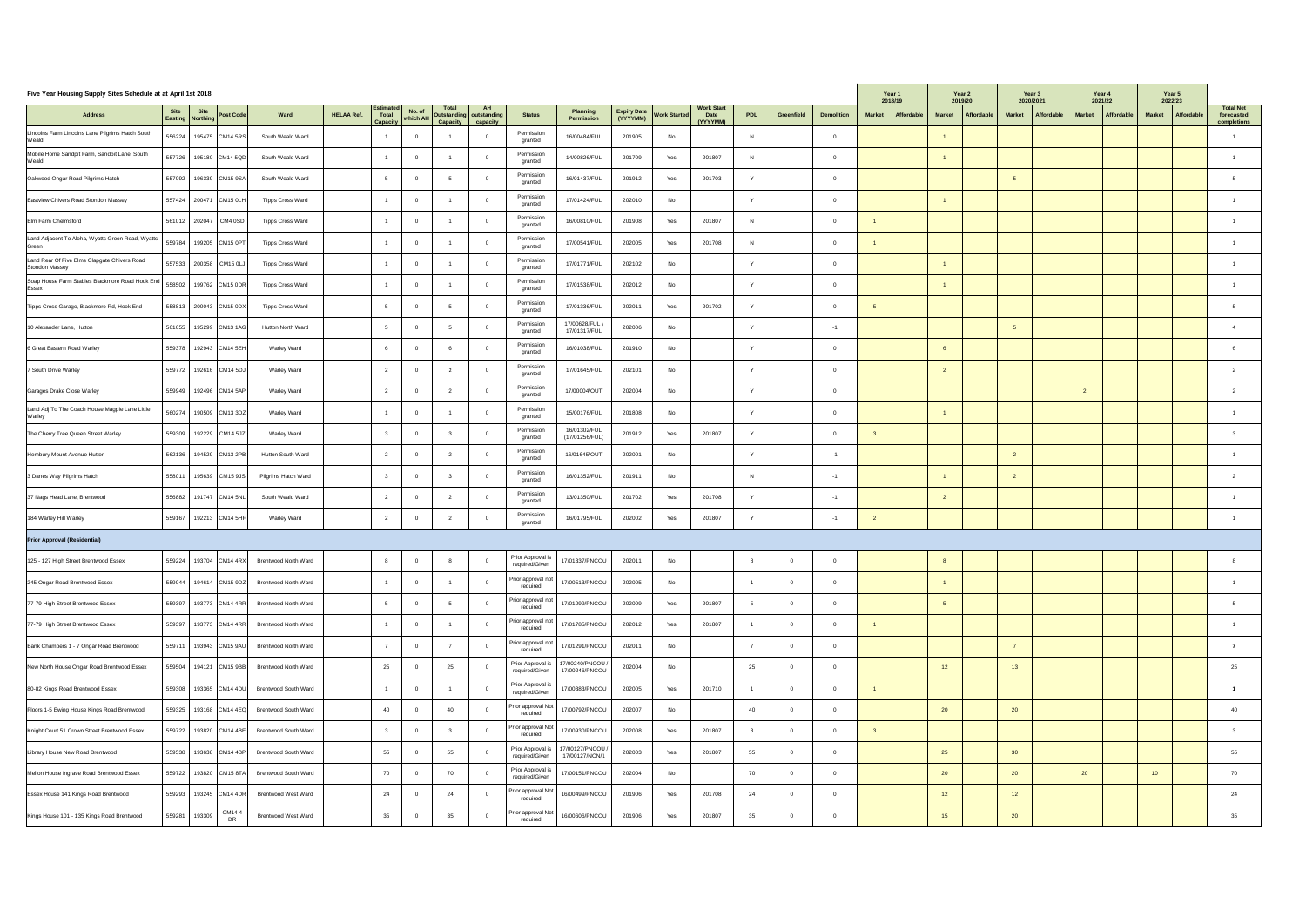## Five Year Housing Supply Sites Schedule at at April 1st 2018

| Address | Site Easting | Site Northing | Post Code | Ward | HELAA Ref. | Estimated Total Capacity | No. of which AH | Total Outstanding Capacity | AH outstanding capacity | Status | Planning Permission | Expiry Date (YYYYMM) | Work Started | Work Start Date (YYYYMM) | PDL | Greenfield | Demolition | Year 1 2018/19 | | Year 2 2019/20 | | Year 3 2020/2021 | | Year 4 2021/22 | | Year 5 2022/23 | | Total Net forecasted completions |
|---|---|---|---|---|---|---|---|---|---|---|---|---|---|---|---|---|---|---|---|---|---|---|---|---|---|---|---|---|
| | | | | | | | | | | | | | | | | | | Market | Affordable | Market | Affordable | Market | Affordable | Market | Affordable | Market | Affordable | |
| Lincolns Farm Lincolns Lane Pilgrims Hatch South Weald | 556224 | 195475 | CM14 5RS | South Weald Ward | | 1 | 0 | 1 | 0 | Permission granted | 16/00484/FUL | 201905 | No | | N | | 0 | | | 1 | | | | | | | | 1 |
| Mobile Home Sandpit Farm, Sandpit Lane, South Weald | 557726 | 195180 | CM14 5QD | South Weald Ward | | 1 | 0 | 1 | 0 | Permission granted | 14/00826/FUL | 201709 | Yes | 201807 | N | | 0 | | | 1 | | | | | | | | 1 |
| Oakwood Ongar Road Pilgrims Hatch | 557092 | 196339 | CM15 9SA | South Weald Ward | | 5 | 0 | 5 | 0 | Permission granted | 16/01437/FUL | 201912 | Yes | 201703 | Y | | 0 | | | | | 5 | | | | | | 5 |
| Eastview Chivers Road Stondon Massey | 557424 | 200471 | CM15 0LH | Tipps Cross Ward | | 1 | 0 | 1 | 0 | Permission granted | 17/01424/FUL | 202010 | No | | Y | | 0 | | | 1 | | | | | | | | 1 |
| Elm Farm Chelmsford | 561012 | 202047 | CM4 0SD | Tipps Cross Ward | | 1 | 0 | 1 | 0 | Permission granted | 16/00810/FUL | 201908 | Yes | 201807 | N | | 0 | 1 | | | | | | | | | | 1 |
| Land Adjacent To Aloha, Wyatts Green Road, Wyatts Green | 559784 | 199205 | CM15 0PT | Tipps Cross Ward | | 1 | 0 | 1 | 0 | Permission granted | 17/00541/FUL | 202005 | Yes | 201708 | N | | 0 | 1 | | | | | | | | | | 1 |
| Land Rear Of Five Elms Clapgate Chivers Road Stondon Massey | 557533 | 200358 | CM15 0LJ | Tipps Cross Ward | | 1 | 0 | 1 | 0 | Permission granted | 17/01771/FUL | 202102 | No | | Y | | 0 | | | 1 | | | | | | | | 1 |
| Soap House Farm Stables Blackmore Road Hook End Essex | 558502 | 199762 | CM15 0DR | Tipps Cross Ward | | 1 | 0 | 1 | 0 | Permission granted | 17/01538/FUL | 202012 | No | | Y | | 0 | | | 1 | | | | | | | | 1 |
| Tipps Cross Garage, Blackmore Rd, Hook End | 558813 | 200043 | CM15 0DX | Tipps Cross Ward | | 5 | 0 | 5 | 0 | Permission granted | 17/01336/FUL | 202011 | Yes | 201702 | Y | | 0 | 5 | | | | | | | | | | 5 |
| 10 Alexander Lane, Hutton | 561655 | 195299 | CM13 1AG | Hutton North Ward | | 5 | 0 | 5 | 0 | Permission granted | 17/00628/FUL / 17/01317/FUL | 202006 | No | | Y | | -1 | | | | | 5 | | | | | | 4 |
| 6 Great Eastern Road Warley | 559378 | 192943 | CM14 5EH | Warley Ward | | 6 | 0 | 6 | 0 | Permission granted | 16/01038/FUL | 201910 | No | | Y | | 0 | | | 6 | | | | | | | | 6 |
| 7 South Drive Warley | 559772 | 192616 | CM14 5DJ | Warley Ward | | 2 | 0 | 2 | 0 | Permission granted | 17/01645/FUL | 202101 | No | | Y | | 0 | | | 2 | | | | | | | | 2 |
| Garages Drake Close Warley | 558949 | 192496 | CM14 5AP | Warley Ward | | 2 | 0 | 2 | 0 | Permission granted | 17/00004/OUT | 202004 | No | | Y | | 0 | | | | | | | 2 | | | | 2 |
| Land Adj To The Coach House Magpie Lane Little Warley | 560274 | 190509 | CM13 3DZ | Warley Ward | | 1 | 0 | 1 | 0 | Permission granted | 15/00176/FUL | 201808 | No | | Y | | 0 | | | 1 | | | | | | | | 1 |
| The Cherry Tree Queen Street Warley | 559309 | 192229 | CM14 5JZ | Warley Ward | | 3 | 0 | 3 | 0 | Permission granted | 16/01302/FUL (17/01256/FUL) | 201912 | Yes | 201807 | Y | | 0 | 3 | | | | | | | | | | 3 |
| Hembury Mount Avenue Hutton | 562136 | 194529 | CM13 2PB | Hutton South Ward | | 2 | 0 | 2 | 0 | Permission granted | 16/01645/OUT | 202001 | No | | Y | | -1 | | | | | 2 | | | | | | 1 |
| 3 Danes Way Pilgrims Hatch | 558011 | 195639 | CM15 9JS | Pilgrims Hatch Ward | | 3 | 0 | 3 | 0 | Permission granted | 16/01352/FUL | 201911 | No | | N | | -1 | | | 1 | | 2 | | | | | | 2 |
| 37 Nags Head Lane, Brentwood | 556882 | 191747 | CM14 5NL | South Weald Ward | | 2 | 0 | 2 | 0 | Permission granted | 13/01350/FUL | 201702 | Yes | 201708 | Y | | -1 | | | 2 | | | | | | | | 1 |
| 184 Warley Hill Warley | 559167 | 192213 | CM14 5HF | Warley Ward | | 2 | 0 | 2 | 0 | Permission granted | 16/01795/FUL | 202002 | Yes | 201807 | Y | | -1 | 2 | | | | | | | | | | 1 |
| **Prior Approval (Residential)** | | | | | | | | | | | | | | | | | | | | | | | | | | | | |
| 125 - 127 High Street Brentwood Essex | 559224 | 193704 | CM14 4RX | Brentwood North Ward | | 8 | 0 | 8 | 0 | Prior Approval is required/Given | 17/01337/PNCOU | 202011 | No | | 8 | 0 | 0 | | | 8 | | | | | | | | 8 |
| 245 Ongar Road Brentwood Essex | 559044 | 194614 | CM15 9DZ | Brentwood North Ward | | 1 | 0 | 1 | 0 | Prior approval not required | 17/00513/PNCOU | 202005 | No | | 1 | 0 | 0 | | | 1 | | | | | | | | 1 |
| 77-79 High Street Brentwood Essex | 559397 | 193773 | CM14 4RR | Brentwood North Ward | | 5 | 0 | 5 | 0 | Prior approval not required | 17/01099/PNCOU | 202009 | Yes | 201807 | 5 | 0 | 0 | | | 5 | | | | | | | | 5 |
| 77-79 High Street Brentwood Essex | 559397 | 193773 | CM14 4RR | Brentwood North Ward | | 1 | 0 | 1 | 0 | Prior approval not required | 17/01785/PNCOU | 202012 | Yes | 201807 | 1 | 0 | 0 | 1 | | | | | | | | | | 1 |
| Bank Chambers 1 - 7 Ongar Road Brentwood | 559711 | 193943 | CM15 9AU | Brentwood North Ward | | 7 | 0 | 7 | 0 | Prior approval not required | 17/01291/PNCOU | 202011 | No | | 7 | 0 | 0 | | | | | 7 | | | | | | 7 |
| New North House Ongar Road Brentwood Essex | 559504 | 194121 | CM15 9BB | Brentwood North Ward | | 25 | 0 | 25 | 0 | Prior Approval is required/Given | 17/00240/PNCOU / 17/00246/PNCOU | 202004 | No | | 25 | 0 | 0 | | | 12 | | 13 | | | | | | 25 |
| 80-82 Kings Road Brentwood | 559308 | 193365 | CM14 4DU | Brentwood South Ward | | 1 | 0 | 1 | 0 | Prior Approval is required/Given | 17/00383/PNCOU | 202005 | Yes | 201710 | 1 | 0 | 0 | 1 | | | | | | | | | | 1 |
| Floors 1-5 Ewing House Kings Road Brentwood | 559325 | 193168 | CM14 4EQ | Brentwood South Ward | | 40 | 0 | 40 | 0 | Prior approval Not required | 17/00792/PNCOU | 202007 | No | | 40 | 0 | 0 | | | 20 | | 20 | | | | | | 40 |
| Knight Court 51 Crown Street Brentwood Essex | 559722 | 193820 | CM14 4BE | Brentwood South Ward | | 3 | 0 | 3 | 0 | Prior approval Not required | 17/00930/PNCOU | 202008 | Yes | 201807 | 3 | 0 | 0 | 3 | | | | | | | | | | 3 |
| Library House New Road Brentwood | 559538 | 193638 | CM14 4BP | Brentwood South Ward | | 55 | 0 | 55 | 0 | Prior Approval is required/Given | 17/00127/PNCOU / 17/00127/NON/1 | 202003 | Yes | 201807 | 55 | 0 | 0 | | | 25 | | 30 | | | | | | 55 |
| Mellon House Ingrave Road Brentwood Essex | 559722 | 193820 | CM15 8TA | Brentwood South Ward | | 70 | 0 | 70 | 0 | Prior Approval is required/Given | 17/00151/PNCOU | 202004 | No | | 70 | 0 | 0 | | | 20 | | 20 | | 20 | | 10 | | 70 |
| Essex House 141 Kings Road Brentwood | 559293 | 193245 | CM14 4DR | Brentwood West Ward | | 24 | 0 | 24 | 0 | Prior approval Not required | 16/00499/PNCOU | 201906 | Yes | 201708 | 24 | 0 | 0 | | | 12 | | 12 | | | | | | 24 |
| Kings House 101 - 135 Kings Road Brentwood | 559281 | 193309 | CM14 4 DR | Brentwood West Ward | | 35 | 0 | 35 | 0 | Prior approval Not required | 16/00606/PNCOU | 201906 | Yes | 201807 | 35 | 0 | 0 | | | 15 | | 20 | | | | | | 35 |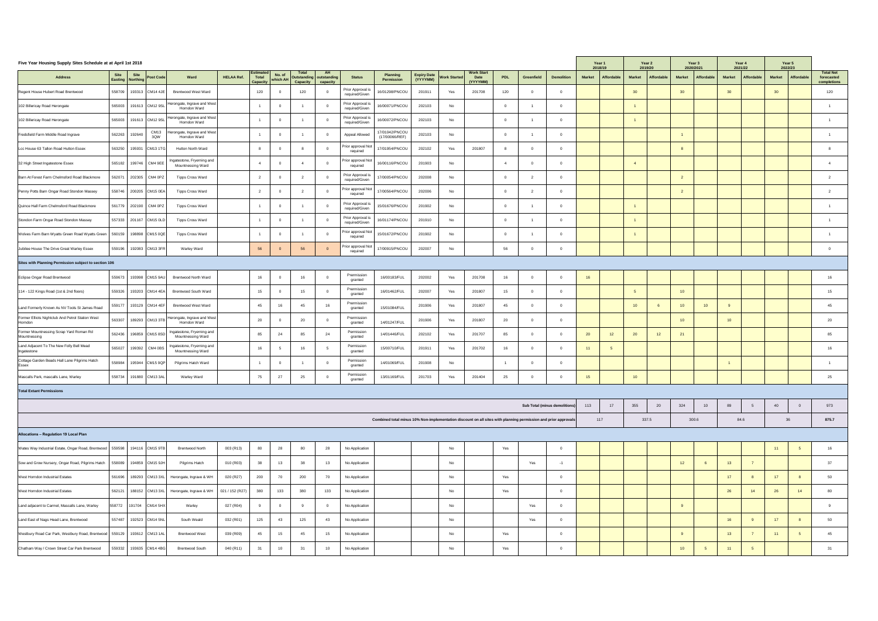**Five Year Housing Supply Sites Schedule at at April 1st 2018**

| Address | Site Easting | Site Northing | Post Code | Ward | HELAA Ref. | Estimated Total Capacity | No. of which AH | Total Outstanding Capacity | AH outstanding capacity | Status | Planning Permission | Expiry Date (YYYYMM) | Work Started | Work Start Date (YYYYMM) | PDL | Greenfield | Demolition | Year 1 2018/19 | | Year 2 2019/20 | | Year 3 2020/2021 | | Year 4 2021/22 | | Year 5 2022/23 | | Total Net forecasted completions |
|---|---|---|---|---|---|---|---|---|---|---|---|---|---|---|---|---|---|---|---|---|---|---|---|---|---|---|---|---|
| | | | | | | | | | | | | | | | | | | Market | Affordable | Market | Affordable | Market | Affordable | Market | Affordable | Market | Affordable | |
| Regent House Hubert Road Brentwood | 558709 | 193313 | CM14 4JE | Brentwood West Ward | | 120 | 0 | 120 | 0 | Prior Approval is required/Given | 16/01298/PNCOU | 201911 | Yes | 201708 | 120 | 0 | 0 | | | 30 | | 30 | | 30 | | 30 | | 120 |
| 102 Billericay Road Herongate | 565003 | 191613 | CM12 9SL | Herongate, Ingrave and West Horndon Ward | | 1 | 0 | 1 | 0 | Prior Approval is required/Given | 16/00071/PNCOU | 202103 | No | | 0 | 1 | 0 | | | 1 | | | | | | | | 1 |
| 102 Billericay Road Herongate | 565003 | 191613 | CM12 9SL | Herongate, Ingrave and West Horndon Ward | | 1 | 0 | 1 | 0 | Prior Approval is required/Given | 16/00072/PNCOU | 202103 | No | | 0 | 1 | 0 | | | 1 | | | | | | | | 1 |
| Fredsfield Farm Middle Road Ingrave | 562263 | 192640 | CM13 3QW | Herongate, Ingrave and West Horndon Ward | | 1 | 0 | 1 | 0 | Appeal Allowed | 17/01042/PNCOU (17/00066/REF) | 202103 | No | | 0 | 1 | 0 | | | | | 1 | | | | | | 1 |
| Lcc House 63 Tallon Road Hutton Essex | 563250 | 195931 | CM13 1TG | Hutton North Ward | | 8 | 0 | 8 | 0 | Prior approval Not required | 17/01954/PNCOU | 202102 | Yes | 201807 | 8 | 0 | 0 | | | | | 8 | | | | | | 8 |
| 32 High Street Ingatestone Essex | 565182 | 199746 | CM4 9EE | Ingatestone, Fryerning and Mountnessing Ward | | 4 | 0 | 4 | 0 | Prior approval Not required | 16/00116/PNCOU | 201903 | No | | 4 | 0 | 0 | | | 4 | | | | | | | | 4 |
| Barn At Forest Farm Chelmsford Road Blackmore | 562071 | 202305 | CM4 0PZ | Tipps Cross Ward | | 2 | 0 | 2 | 0 | Prior Approval is required/Given | 17/00054/PNCOU | 202008 | No | | 0 | 2 | 0 | | | | | 2 | | | | | | 2 |
| Penny Potts Barn Ongar Road Stondon Massey | 558746 | 200205 | CM15 0EA | Tipps Cross Ward | | 2 | 0 | 2 | 0 | Prior approval Not required | 17/00564/PNCOU | 202006 | No | | 0 | 2 | 0 | | | | | 2 | | | | | | 2 |
| Quince Hall Farm Chelmsford Road Blackmore | 561779 | 202190 | CM4 0PZ | Tipps Cross Ward | | 1 | 0 | 1 | 0 | Prior Approval is required/Given | 15/01676/PNCOU | 201902 | No | | 0 | 1 | 0 | | | 1 | | | | | | | | 1 |
| Stondon Farm Ongar Road Stondon Massey | 557333 | 201167 | CM15 0LD | Tipps Cross Ward | | 1 | 0 | 1 | 0 | Prior Approval is required/Given | 16/01174/PNCOU | 201910 | No | | 0 | 1 | 0 | | | 1 | | | | | | | | 1 |
| Wolves Farm Barn Wyatts Green Road Wyatts Green | 560159 | 198898 | CM15 0QE | Tipps Cross Ward | | 1 | 0 | 1 | 0 | Prior approval Not required | 15/01672/PNCOU | 201902 | No | | 0 | 1 | 0 | | | 1 | | | | | | | | 1 |
| Jubilee House The Drive Great Warley Essex | 559196 | 192083 | CM13 3FR | Warley Ward | | 56 | 0 | 56 | 0 | Prior approval Not required | 17/00915/PNCOU | 202007 | No | | 56 | 0 | 0 | | | | | | | | | | | 0 |
| **Sites with Planning Permission subject to section 106** | | | | | | | | | | | | | | | | | | | | | | | | | | | | |
| Eclipse Ongar Road Brentwood | 559673 | 193998 | CM15 9AU | Brentwood North Ward | | 16 | 0 | 16 | 0 | Premission granted | 16/00183/FUL | 202002 | Yes | 201708 | 16 | 0 | 0 | 16 | | | | | | | | | | 16 |
| 114 - 122 Kings Road (1st & 2nd floors) | 559326 | 193203 | CM14 4EA | Brentwood South Ward | | 15 | 0 | 15 | 0 | Premission granted | 16/01462/FUL | 202007 | Yes | 201807 | 15 | 0 | 0 | | | 5 | | 10 | | | | | | 15 |
| Land Formerly Known As NV Tools St James Road | 559177 | 193129 | CM14 4EF | Brentwood West Ward | | 45 | 16 | 45 | 16 | Premission granted | 15/01084/FUL | 201906 | Yes | 201807 | 45 | 0 | 0 | | | 10 | 6 | 10 | 10 | 9 | | | | 45 |
| Former Elliots Nightclub And Petrol Station West Horndon | 563307 | 189293 | CM13 3TB | Herongate, Ingrave and West Horndon Ward | | 20 | 0 | 20 | 0 | Premission granted | 14/01247/FUL | 201906 | Yes | 201807 | 20 | 0 | 0 | | | | | 10 | | 10 | | | | 20 |
| Former Mountnessing Scrap Yard Roman Rd Mountnessing | 562436 | 196859 | CM15 0SD | Ingatestone, Fryerning and Mountnessing Ward | | 85 | 24 | 85 | 24 | Permission granted | 14/01446/FUL | 202102 | Yes | 201707 | 85 | 0 | 0 | 20 | 12 | 20 | 12 | 21 | | | | | | 85 |
| Land Adjacent To The New Folly Bell Mead Ingatestone | 565027 | 199392 | CM4 0BS | Ingatestone, Fryerning and Mountnessing Ward | | 16 | 5 | 16 | 5 | Permission granted | 15/00710/FUL | 201911 | Yes | 201702 | 16 | 0 | 0 | 11 | 5 | | | | | | | | | 16 |
| Cottage Garden Beads Hall Lane Pilgrims Hatch Essex | 558984 | 195944 | CM15 9QP | Pilgrims Hatch Ward | | 1 | 0 | 1 | 0 | Permission granted | 14/01069/FUL | 201908 | No | | 1 | 0 | 0 | | | | | | | 1 | | | | 1 |
| Mascalls Park, mascalls Lane, Warley | 558734 | 191880 | CM13 3AL | Warley Ward | | 75 | 27 | 25 | 0 | Permission granted | 13/01169/FUL | 201703 | Yes | 201404 | 25 | 0 | 0 | 15 | | 10 | | | | | | | | 25 |
| **Total Extant Permissions** | | | | | | | | | | | | | | | | | | | | | | | | | | | | |
| | | | | | | | | | | | | | | | | | **Sub Total (minus demolitions)** | 113 | 17 | 355 | 20 | 324 | 10 | 89 | 5 | 40 | 0 | 973 |
| | | | | | | | | | | | **Combined total minus 10% Non-implementation discount on all sites with planning permission and prior approvals** | | | | | | | 117 | | 337.5 | | 300.6 | | 84.6 | | 36 | | 875.7 |
| **Allocations – Regulation 19 Local Plan** | | | | | | | | | | | | | | | | | | | | | | | | | | | | |
| Wates Way Industrial Estate, Ongar Road, Brentwood | 559598 | 194116 | CM15 9TB | Brentwood North | 003 (R13) | 80 | 28 | 80 | 28 | No Application | | | No | | Yes | | 0 | | | | | | | | | 11 | 5 | 16 |
| Sow and Grow Nursery, Ongar Road, Pilgrims Hatch | 558089 | 194859 | CM15 9JH | Pilgrims Hatch | 010 (R03) | 38 | 13 | 38 | 13 | No Application | | | No | | | Yes | -1 | | | | | 12 | 6 | 13 | 7 | | | 37 |
| West Horndon Industrial Estates | 561696 | 189293 | CM13 3XL | Herongate, Ingrave & WH | 020 (R27) | 200 | 70 | 200 | 70 | No Application | | | No | | Yes | | 0 | | | | | | | 17 | 8 | 17 | 8 | 50 |
| West Horndon Industrial Estates | 562121 | 188152 | CM13 3XL | Herongate, Ingrave & WH | 021 / 152 (R27) | 380 | 133 | 380 | 133 | No Application | | | No | | Yes | | 0 | | | | | | | 26 | 14 | 26 | 14 | 80 |
| Land adjacent to Carmel, Mascalls Lane, Warley | 558772 | 191704 | CM14 5HX | Warley | 027 (R04) | 9 | 0 | 9 | 0 | No Application | | | No | | | Yes | 0 | | | | | 9 | | | | | | 9 |
| Land East of Nags Head Lane, Brentwood | 557487 | 192523 | CM14 5NL | South Weald | 032 (R01) | 125 | 43 | 125 | 43 | No Application | | | No | | | Yes | 0 | | | | | | | 16 | 9 | 17 | 8 | 50 |
| Westbury Road Car Park, Westbury Road, Brentwood | 559129 | 193612 | CM13 1AL | Brentwood West | 039 (R09) | 45 | 15 | 45 | 15 | No Application | | | No | | Yes | | 0 | | | | | 9 | | 13 | 7 | 11 | 5 | 45 |
| Chatham Way / Crown Street Car Park Brentwood | 559332 | 193635 | CM14 4BG | Brentwood South | 040 (R11) | 31 | 10 | 31 | 10 | No Application | | | No | | Yes | | 0 | | | | | 10 | 5 | 11 | 5 | | | 31 |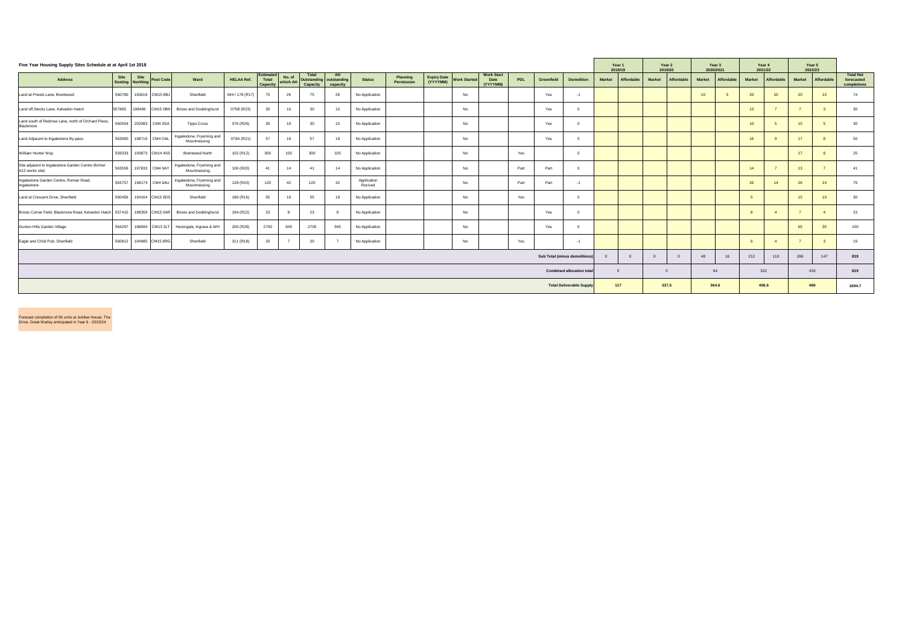**Five Year Housing Supply Sites Schedule at at April 1st 2018**

| Address | Site Easting | Site Northing | Post Code | Ward | HELAA Ref. | Estimated Total Capacity | No. of which AH | Total Outstanding Capacity | AH outstanding capacity | Status | Planning Permission | Expiry Date (YYYYMM) | Work Started | Work Start Date (YYYYMM) | PDL | Greenfield | Demolition | Year 1 2018/19 | | Year 2 2019/20 | | Year 3 2020/2021 | | Year 4 2021/22 | | Year 5 2022/23 | | Total Net forecasted completions |
|---|---|---|---|---|---|---|---|---|---|---|---|---|---|---|---|---|---|---|---|---|---|---|---|---|---|---|---|---|
| | | | | | | | | | | | | | | | | | | Market | Affordable | Market | Affordable | Market | Affordable | Market | Affordable | Market | Affordable | |
| Land at Priests Lane, Brentwood | 560780 | 193619 | CM15 8BJ | Shenfield | 044 / 178 (R17) | 75 | 26 | 75 | 26 | No Application | | | No | | | Yes | -1 | | | | | 10 | 5 | 20 | 10 | 20 | 10 | 74 |
| Land off Stocks Lane, Kelvedon Hatch | 557865 | 198406 | CM15 0BN | Brizes and Doddinghurst | 075B (R23) | 30 | 10 | 30 | 10 | No Application | | | No | | | Yes | 0 | | | | | | | 13 | 7 | 7 | 3 | 30 |
| Land south of Redrose Lane, north of Orchard Piece, Blackmore | 560554 | 202083 | CM4 0SA | Tipps Cross | 076 (R26) | 30 | 10 | 30 | 10 | No Application | | | No | | | Yes | 0 | | | | | | | 10 | 5 | 10 | 5 | 30 |
| Land Adjacent to Ingatestone By-pass | 563990 | 198710 | CM4 OAL | Ingatestone, Fryerning and Mountnessing | 079A (R21) | 57 | 19 | 57 | 19 | No Application | | | No | | | Yes | 0 | | | | | | | 16 | 9 | 17 | 8 | 50 |
| William Hunter Way | 559333 | 193873 | CM14 4SS | Brentwood North | 102 (R12) | 300 | 105 | 300 | 105 | No Application | | | No | | Yes | | 0 | | | | | | | | | 17 | 8 | 25 |
| Site adjacent to Ingatestone Garden Centre (former A12 works site) | 563556 | 197833 | CM4 9AY | Ingatestone, Fryerning and Mountnessing | 106 (R20) | 41 | 14 | 41 | 14 | No Application | | | No | | Part | Part | 0 | | | | | | | 14 | 7 | 13 | 7 | 41 |
| Ingatestone Garden Centre, Roman Road, Ingatestone | 563757 | 198174 | CM4 9AU | Ingatestone, Fryerning and Mountnessing | 128 (R20) | 120 | 42 | 120 | 42 | Application Recived | | | No | | Part | Part | -1 | | | | | | | 26 | 14 | 26 | 14 | 79 |
| Land at Crescent Drive, Shenfield | 560456 | 194164 | CM15 8DS | Shenfield | 186 (R16) | 55 | 19 | 55 | 19 | No Application | | | No | | Yes | | 0 | | | | | | | 5 | | 15 | 10 | 30 |
| Brizes Corner Field, Blackmore Road, Kelvedon Hatch | 557415 | 198359 | CM15 0AR | Brizes and Doddinghurst | 194 (R22) | 23 | 8 | 23 | 8 | No Application | | | No | | | Yes | 0 | | | | | | | 8 | 4 | 7 | 4 | 23 |
| Dunton Hills Garden Village | 564297 | 188694 | CM13 3LT | Herongate, Ingrave & WH | 200 (R28) | 2700 | 945 | 2700 | 945 | No Application | | | No | | | Yes | 0 | | | | | | | | | 65 | 35 | 100 |
| Eagle and Child Pub, Shenfield | 560812 | 194985 | CM15 8RG | Shenfield | 311 (R18) | 20 | 7 | 20 | 7 | No Application | | | No | | Yes | | -1 | | | | | | | 6 | 4 | 7 | 3 | 19 |
| **Sub Total (minus demolitions)** | | | | | | | | | | | | | | | | | | 0 | 0 | 0 | 0 | 48 | 16 | 212 | 110 | 286 | 147 | **819** |
| **Combined allocation total** | | | | | | | | | | | | | | | | | | 0 | | 0 | | 64 | | 322 | | 433 | | **819** |
| **Total Deliverable Supply** | | | | | | | | | | | | | | | | | | **117** | | **337.5** | | **364.6** | | **406.6** | | **469** | | **1694.7** |

Forecast completion of 56 units at Jubilee House, The Drive, Great Warley anticipated in Year 6 - 2023/24